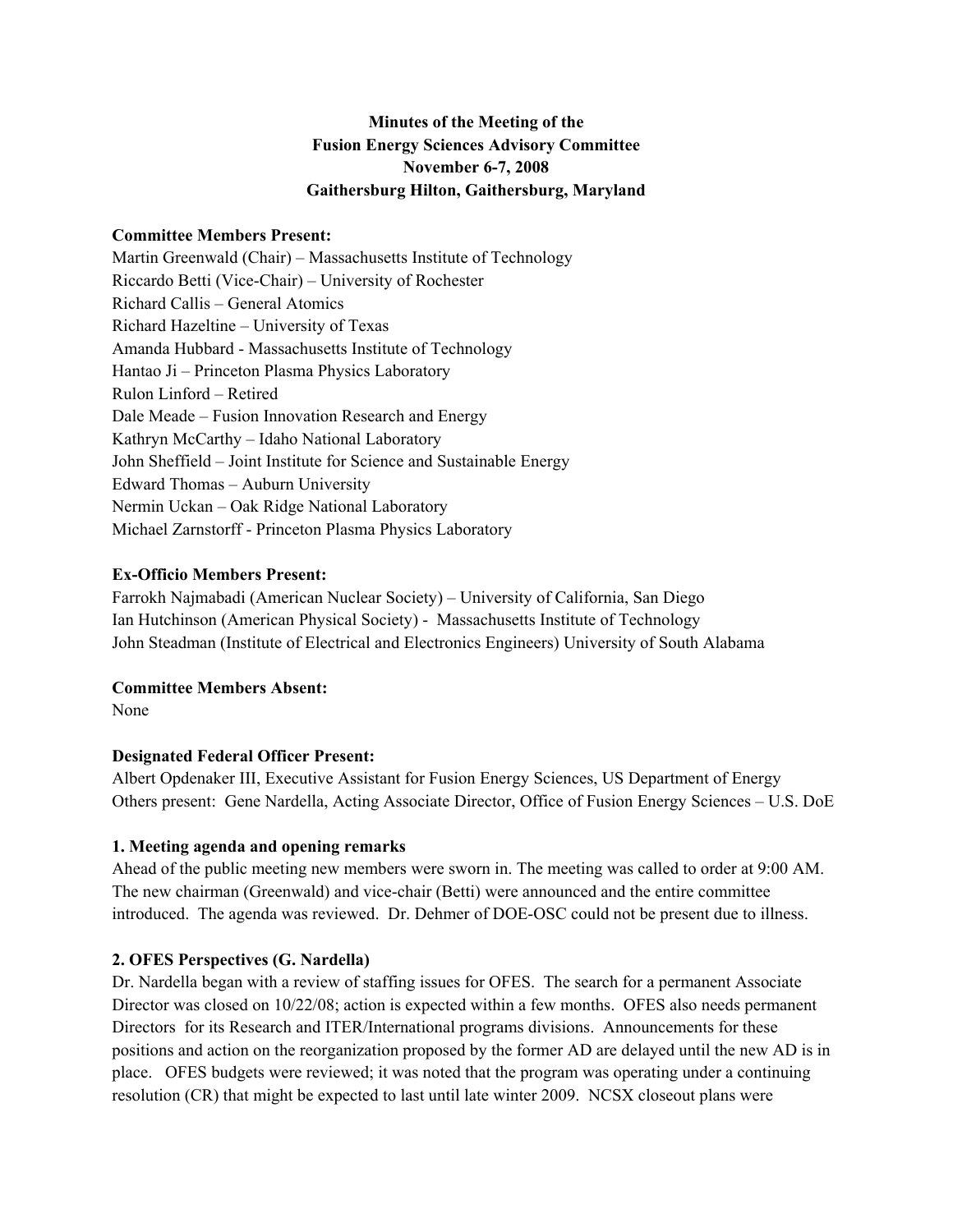**Minutes of the Meeting of the**
**Fusion Energy Sciences Advisory Committee**
**November 6-7, 2008**
**Gaithersburg Hilton, Gaithersburg, Maryland**

**Committee Members Present:**
Martin Greenwald (Chair) – Massachusetts Institute of Technology
Riccardo Betti (Vice-Chair) – University of Rochester
Richard Callis – General Atomics
Richard Hazeltine – University of Texas
Amanda Hubbard - Massachusetts Institute of Technology
Hantao Ji – Princeton Plasma Physics Laboratory
Rulon Linford – Retired
Dale Meade – Fusion Innovation Research and Energy
Kathryn McCarthy – Idaho National Laboratory
John Sheffield – Joint Institute for Science and Sustainable Energy
Edward Thomas – Auburn University
Nermin Uckan – Oak Ridge National Laboratory
Michael Zarnstorff - Princeton Plasma Physics Laboratory

**Ex-Officio Members Present:**
Farrokh Najmabadi (American Nuclear Society) – University of California, San Diego
Ian Hutchinson (American Physical Society) - Massachusetts Institute of Technology
John Steadman (Institute of Electrical and Electronics Engineers) University of South Alabama

**Committee Members Absent:**
None

**Designated Federal Officer Present:**
Albert Opdenaker III, Executive Assistant for Fusion Energy Sciences, US Department of Energy
Others present: Gene Nardella, Acting Associate Director, Office of Fusion Energy Sciences – U.S. DoE

**1. Meeting agenda and opening remarks**

Ahead of the public meeting new members were sworn in. The meeting was called to order at 9:00 AM. The new chairman (Greenwald) and vice-chair (Betti) were announced and the entire committee introduced. The agenda was reviewed. Dr. Dehmer of DOE-OSC could not be present due to illness.

**2. OFES Perspectives (G. Nardella)**

Dr. Nardella began with a review of staffing issues for OFES. The search for a permanent Associate Director was closed on 10/22/08; action is expected within a few months. OFES also needs permanent Directors for its Research and ITER/International programs divisions. Announcements for these positions and action on the reorganization proposed by the former AD are delayed until the new AD is in place. OFES budgets were reviewed; it was noted that the program was operating under a continuing resolution (CR) that might be expected to last until late winter 2009. NCSX closeout plans were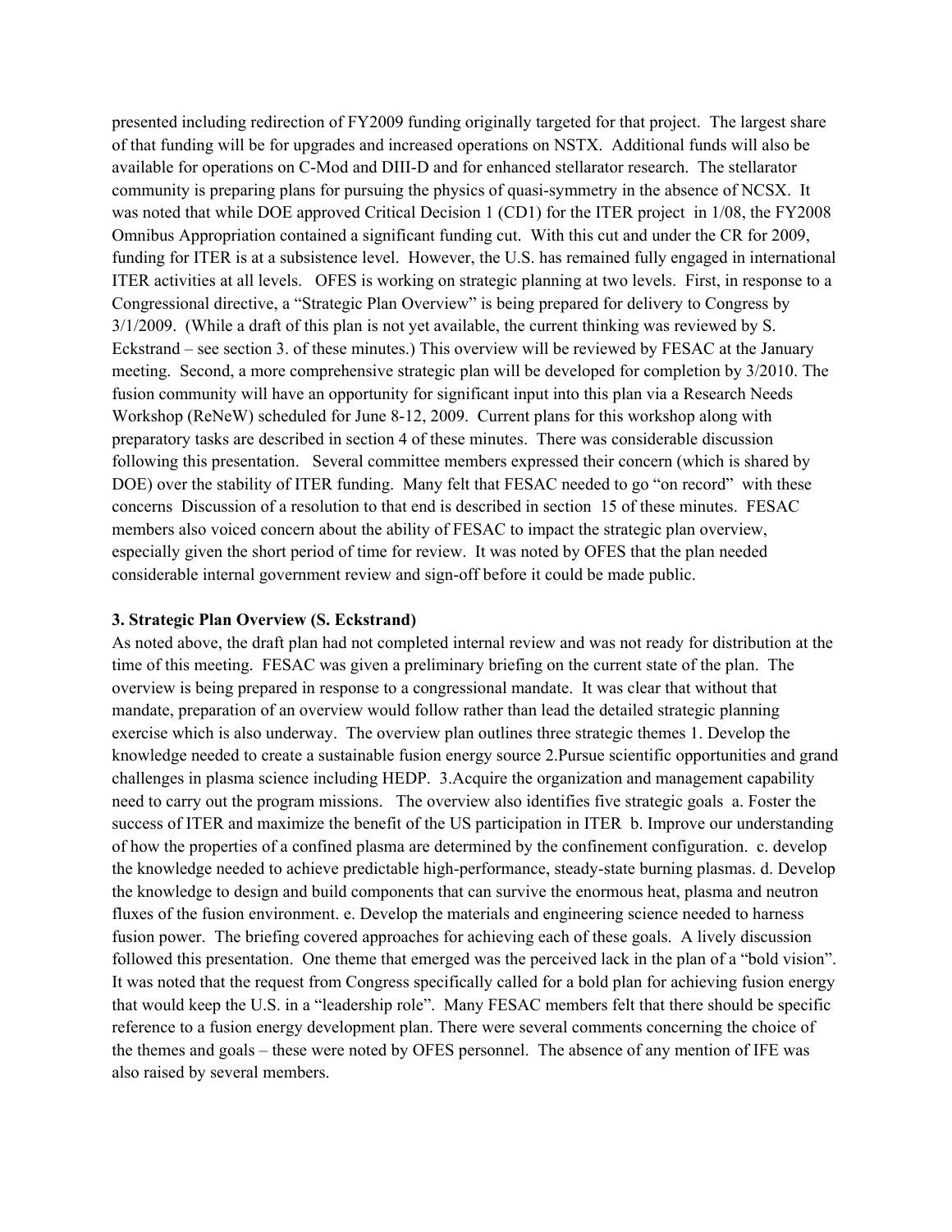presented including redirection of FY2009 funding originally targeted for that project. The largest share of that funding will be for upgrades and increased operations on NSTX. Additional funds will also be available for operations on C-Mod and DIII-D and for enhanced stellarator research. The stellarator community is preparing plans for pursuing the physics of quasi-symmetry in the absence of NCSX. It was noted that while DOE approved Critical Decision 1 (CD1) for the ITER project in 1/08, the FY2008 Omnibus Appropriation contained a significant funding cut. With this cut and under the CR for 2009, funding for ITER is at a subsistence level. However, the U.S. has remained fully engaged in international ITER activities at all levels. OFES is working on strategic planning at two levels. First, in response to a Congressional directive, a "Strategic Plan Overview" is being prepared for delivery to Congress by 3/1/2009. (While a draft of this plan is not yet available, the current thinking was reviewed by S. Eckstrand – see section 3. of these minutes.) This overview will be reviewed by FESAC at the January meeting. Second, a more comprehensive strategic plan will be developed for completion by 3/2010. The fusion community will have an opportunity for significant input into this plan via a Research Needs Workshop (ReNeW) scheduled for June 8-12, 2009. Current plans for this workshop along with preparatory tasks are described in section 4 of these minutes. There was considerable discussion following this presentation. Several committee members expressed their concern (which is shared by DOE) over the stability of ITER funding. Many felt that FESAC needed to go "on record" with these concerns Discussion of a resolution to that end is described in section 15 of these minutes. FESAC members also voiced concern about the ability of FESAC to impact the strategic plan overview, especially given the short period of time for review. It was noted by OFES that the plan needed considerable internal government review and sign-off before it could be made public.

**3. Strategic Plan Overview (S. Eckstrand)**

As noted above, the draft plan had not completed internal review and was not ready for distribution at the time of this meeting. FESAC was given a preliminary briefing on the current state of the plan. The overview is being prepared in response to a congressional mandate. It was clear that without that mandate, preparation of an overview would follow rather than lead the detailed strategic planning exercise which is also underway. The overview plan outlines three strategic themes 1. Develop the knowledge needed to create a sustainable fusion energy source 2.Pursue scientific opportunities and grand challenges in plasma science including HEDP. 3.Acquire the organization and management capability need to carry out the program missions. The overview also identifies five strategic goals a. Foster the success of ITER and maximize the benefit of the US participation in ITER b. Improve our understanding of how the properties of a confined plasma are determined by the confinement configuration. c. develop the knowledge needed to achieve predictable high-performance, steady-state burning plasmas. d. Develop the knowledge to design and build components that can survive the enormous heat, plasma and neutron fluxes of the fusion environment. e. Develop the materials and engineering science needed to harness fusion power. The briefing covered approaches for achieving each of these goals. A lively discussion followed this presentation. One theme that emerged was the perceived lack in the plan of a "bold vision". It was noted that the request from Congress specifically called for a bold plan for achieving fusion energy that would keep the U.S. in a "leadership role". Many FESAC members felt that there should be specific reference to a fusion energy development plan. There were several comments concerning the choice of the themes and goals – these were noted by OFES personnel. The absence of any mention of IFE was also raised by several members.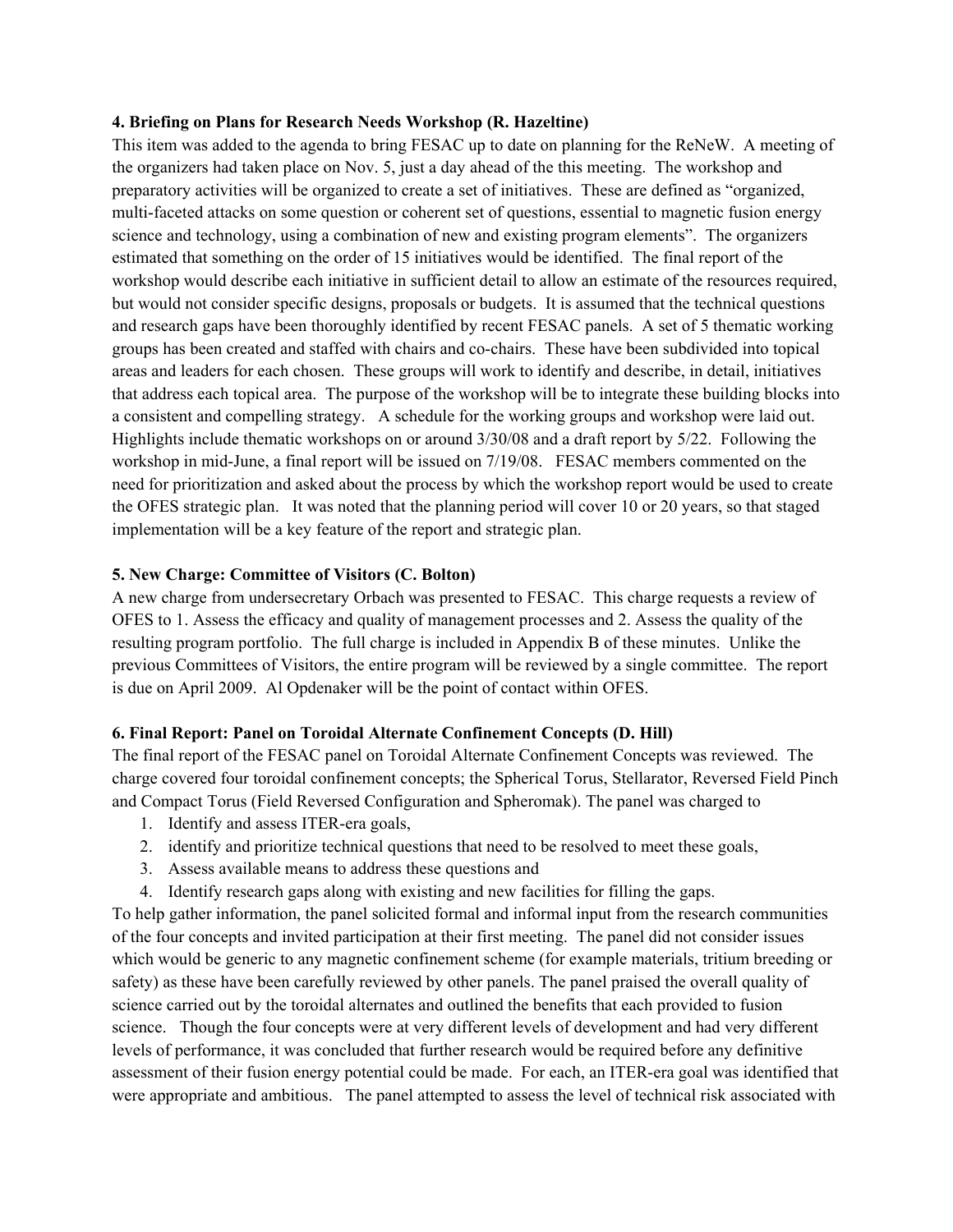**4. Briefing on Plans for Research Needs Workshop (R. Hazeltine)**

This item was added to the agenda to bring FESAC up to date on planning for the ReNeW. A meeting of the organizers had taken place on Nov. 5, just a day ahead of the this meeting. The workshop and preparatory activities will be organized to create a set of initiatives. These are defined as "organized, multi-faceted attacks on some question or coherent set of questions, essential to magnetic fusion energy science and technology, using a combination of new and existing program elements". The organizers estimated that something on the order of 15 initiatives would be identified. The final report of the workshop would describe each initiative in sufficient detail to allow an estimate of the resources required, but would not consider specific designs, proposals or budgets. It is assumed that the technical questions and research gaps have been thoroughly identified by recent FESAC panels. A set of 5 thematic working groups has been created and staffed with chairs and co-chairs. These have been subdivided into topical areas and leaders for each chosen. These groups will work to identify and describe, in detail, initiatives that address each topical area. The purpose of the workshop will be to integrate these building blocks into a consistent and compelling strategy. A schedule for the working groups and workshop were laid out. Highlights include thematic workshops on or around 3/30/08 and a draft report by 5/22. Following the workshop in mid-June, a final report will be issued on 7/19/08. FESAC members commented on the need for prioritization and asked about the process by which the workshop report would be used to create the OFES strategic plan. It was noted that the planning period will cover 10 or 20 years, so that staged implementation will be a key feature of the report and strategic plan.

**5. New Charge: Committee of Visitors (C. Bolton)**

A new charge from undersecretary Orbach was presented to FESAC. This charge requests a review of OFES to 1. Assess the efficacy and quality of management processes and 2. Assess the quality of the resulting program portfolio. The full charge is included in Appendix B of these minutes. Unlike the previous Committees of Visitors, the entire program will be reviewed by a single committee. The report is due on April 2009. Al Opdenaker will be the point of contact within OFES.

**6. Final Report: Panel on Toroidal Alternate Confinement Concepts (D. Hill)**

The final report of the FESAC panel on Toroidal Alternate Confinement Concepts was reviewed. The charge covered four toroidal confinement concepts; the Spherical Torus, Stellarator, Reversed Field Pinch and Compact Torus (Field Reversed Configuration and Spheromak). The panel was charged to

1. Identify and assess ITER-era goals,
2. identify and prioritize technical questions that need to be resolved to meet these goals,
3. Assess available means to address these questions and
4. Identify research gaps along with existing and new facilities for filling the gaps.

To help gather information, the panel solicited formal and informal input from the research communities of the four concepts and invited participation at their first meeting. The panel did not consider issues which would be generic to any magnetic confinement scheme (for example materials, tritium breeding or safety) as these have been carefully reviewed by other panels. The panel praised the overall quality of science carried out by the toroidal alternates and outlined the benefits that each provided to fusion science. Though the four concepts were at very different levels of development and had very different levels of performance, it was concluded that further research would be required before any definitive assessment of their fusion energy potential could be made. For each, an ITER-era goal was identified that were appropriate and ambitious. The panel attempted to assess the level of technical risk associated with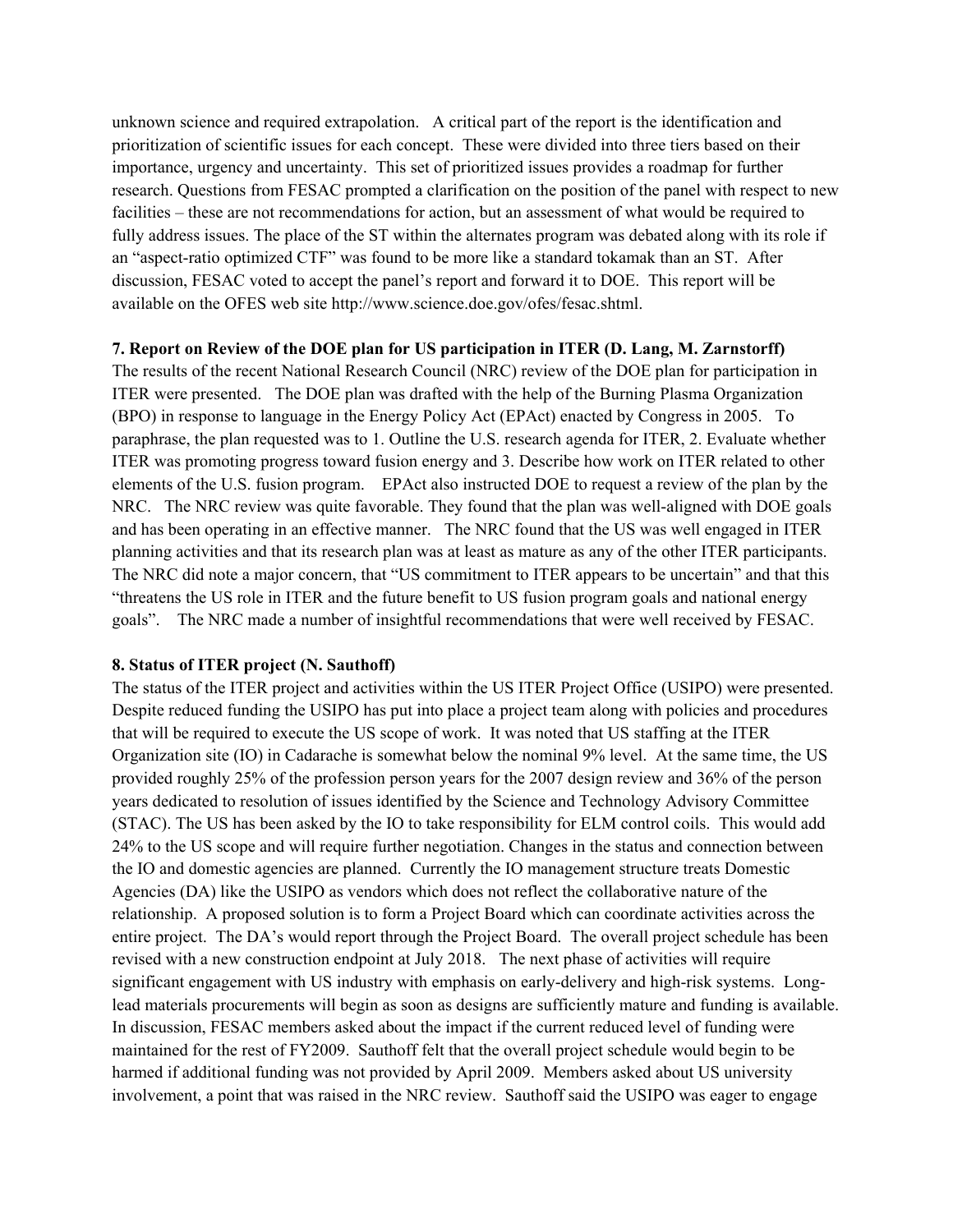unknown science and required extrapolation. A critical part of the report is the identification and prioritization of scientific issues for each concept. These were divided into three tiers based on their importance, urgency and uncertainty. This set of prioritized issues provides a roadmap for further research. Questions from FESAC prompted a clarification on the position of the panel with respect to new facilities – these are not recommendations for action, but an assessment of what would be required to fully address issues. The place of the ST within the alternates program was debated along with its role if an "aspect-ratio optimized CTF" was found to be more like a standard tokamak than an ST. After discussion, FESAC voted to accept the panel's report and forward it to DOE. This report will be available on the OFES web site http://www.science.doe.gov/ofes/fesac.shtml.

**7. Report on Review of the DOE plan for US participation in ITER (D. Lang, M. Zarnstorff)**

The results of the recent National Research Council (NRC) review of the DOE plan for participation in ITER were presented. The DOE plan was drafted with the help of the Burning Plasma Organization (BPO) in response to language in the Energy Policy Act (EPAct) enacted by Congress in 2005. To paraphrase, the plan requested was to 1. Outline the U.S. research agenda for ITER, 2. Evaluate whether ITER was promoting progress toward fusion energy and 3. Describe how work on ITER related to other elements of the U.S. fusion program. EPAct also instructed DOE to request a review of the plan by the NRC. The NRC review was quite favorable. They found that the plan was well-aligned with DOE goals and has been operating in an effective manner. The NRC found that the US was well engaged in ITER planning activities and that its research plan was at least as mature as any of the other ITER participants. The NRC did note a major concern, that "US commitment to ITER appears to be uncertain" and that this "threatens the US role in ITER and the future benefit to US fusion program goals and national energy goals". The NRC made a number of insightful recommendations that were well received by FESAC.

**8. Status of ITER project (N. Sauthoff)**

The status of the ITER project and activities within the US ITER Project Office (USIPO) were presented. Despite reduced funding the USIPO has put into place a project team along with policies and procedures that will be required to execute the US scope of work. It was noted that US staffing at the ITER Organization site (IO) in Cadarache is somewhat below the nominal 9% level. At the same time, the US provided roughly 25% of the profession person years for the 2007 design review and 36% of the person years dedicated to resolution of issues identified by the Science and Technology Advisory Committee (STAC). The US has been asked by the IO to take responsibility for ELM control coils. This would add 24% to the US scope and will require further negotiation. Changes in the status and connection between the IO and domestic agencies are planned. Currently the IO management structure treats Domestic Agencies (DA) like the USIPO as vendors which does not reflect the collaborative nature of the relationship. A proposed solution is to form a Project Board which can coordinate activities across the entire project. The DA's would report through the Project Board. The overall project schedule has been revised with a new construction endpoint at July 2018. The next phase of activities will require significant engagement with US industry with emphasis on early-delivery and high-risk systems. Long-lead materials procurements will begin as soon as designs are sufficiently mature and funding is available. In discussion, FESAC members asked about the impact if the current reduced level of funding were maintained for the rest of FY2009. Sauthoff felt that the overall project schedule would begin to be harmed if additional funding was not provided by April 2009. Members asked about US university involvement, a point that was raised in the NRC review. Sauthoff said the USIPO was eager to engage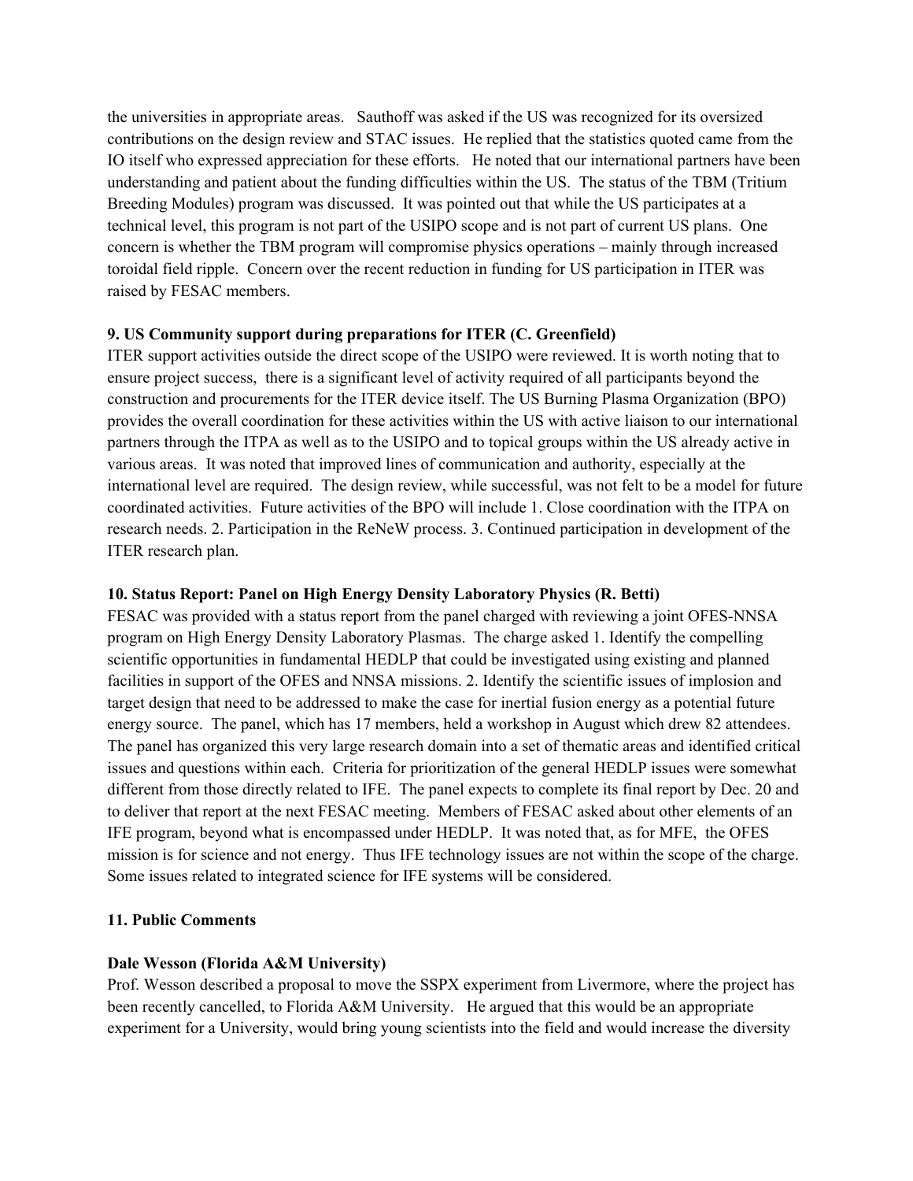the universities in appropriate areas. Sauthoff was asked if the US was recognized for its oversized contributions on the design review and STAC issues. He replied that the statistics quoted came from the IO itself who expressed appreciation for these effforts. He noted that our international partners have been understanding and patient about the funding difficulties within the US. The status of the TBM (Tritium Breeding Modules) program was discussed. It was pointed out that while the US participates at a technical level, this program is not part of the USIPO scope and is not part of current US plans. One concern is whether the TBM program will compromise physics operations – mainly through increased toroidal field ripple. Concern over the recent reduction in funding for US participation in ITER was raised by FESAC members.

**9. US Community support during preparations for ITER (C. Greenfield)**
ITER support activities outside the direct scope of the USIPO were reviewed. It is worth noting that to ensure project success, there is a significant level of activity required of all participants beyond the construction and procurements for the ITER device itself. The US Burning Plasma Organization (BPO) provides the overall coordination for these activities within the US with active liaison to our international partners through the ITPA as well as to the USIPO and to topical groups within the US already active in various areas. It was noted that improved lines of communication and authority, especially at the international level are required. The design review, while successful, was not felt to be a model for future coordinated activities. Future activities of the BPO will include 1. Close coordination with the ITPA on research needs. 2. Participation in the ReNeW process. 3. Continued participation in development of the ITER research plan.

**10. Status Report: Panel on High Energy Density Laboratory Physics (R. Betti)**
FESAC was provided with a status report from the panel charged with reviewing a joint OFES-NNSA program on High Energy Density Laboratory Plasmas. The charge asked 1. Identify the compelling scientific opportunities in fundamental HEDLP that could be investigated using existing and planned facilities in support of the OFES and NNSA missions. 2. Identify the scientific issues of implosion and target design that need to be addressed to make the case for inertial fusion energy as a potential future energy source. The panel, which has 17 members, held a workshop in August which drew 82 attendees. The panel has organized this very large research domain into a set of thematic areas and identified critical issues and questions within each. Criteria for prioritization of the general HEDLP issues were somewhat different from those directly related to IFE. The panel expects to complete its final report by Dec. 20 and to deliver that report at the next FESAC meeting. Members of FESAC asked about other elements of an IFE program, beyond what is encompassed under HEDLP. It was noted that, as for MFE, the OFES mission is for science and not energy. Thus IFE technology issues are not within the scope of the charge. Some issues related to integrated science for IFE systems will be considered.

**11. Public Comments**

**Dale Wesson (Florida A&M University)**
Prof. Wesson described a proposal to move the SSPX experiment from Livermore, where the project has been recently cancelled, to Florida A&M University. He argued that this would be an appropriate experiment for a University, would bring young scientists into the field and would increase the diversity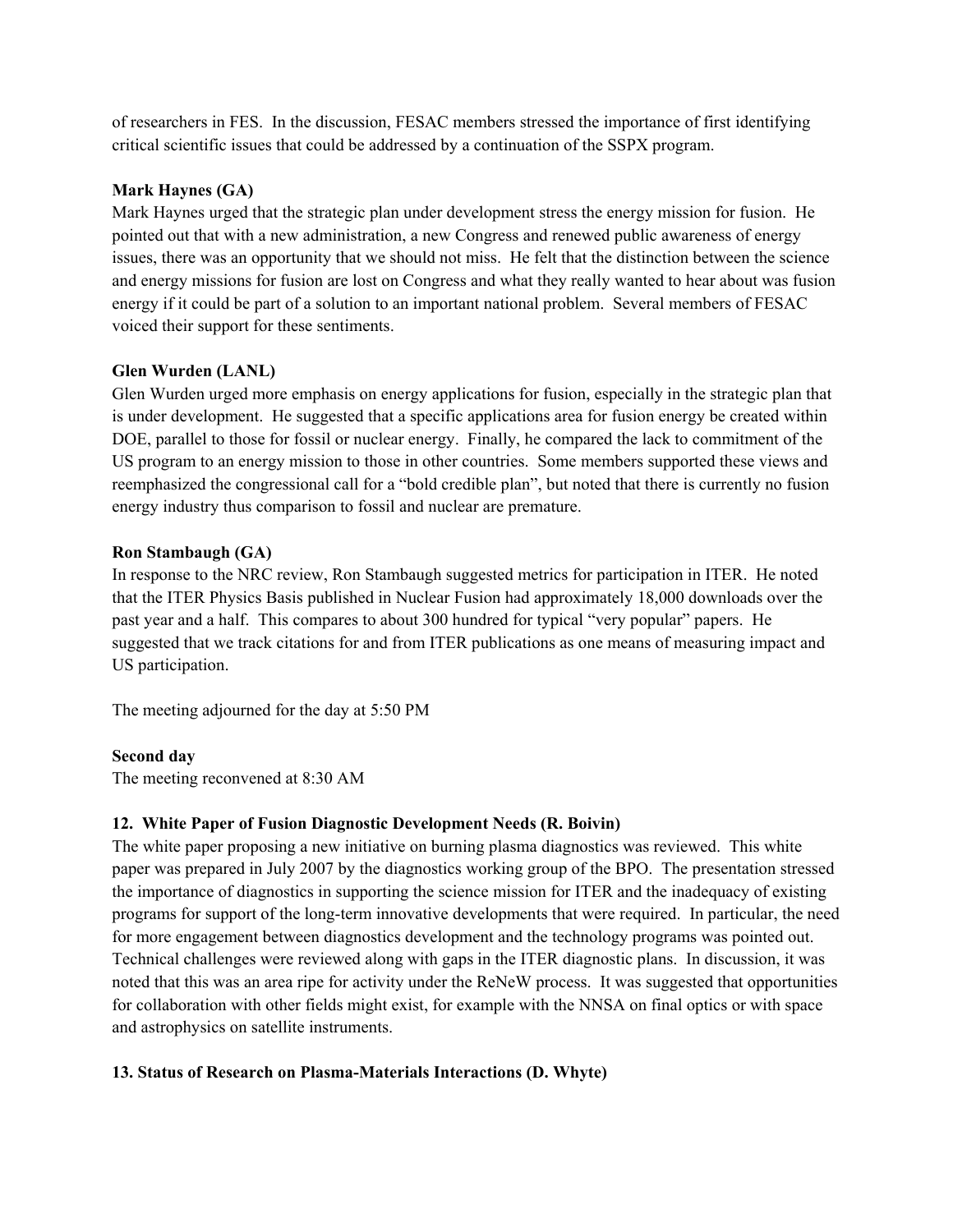of researchers in FES. In the discussion, FESAC members stressed the importance of first identifying critical scientific issues that could be addressed by a continuation of the SSPX program.

**Mark Haynes (GA)**

Mark Haynes urged that the strategic plan under development stress the energy mission for fusion. He pointed out that with a new administration, a new Congress and renewed public awareness of energy issues, there was an opportunity that we should not miss. He felt that the distinction between the science and energy missions for fusion are lost on Congress and what they really wanted to hear about was fusion energy if it could be part of a solution to an important national problem. Several members of FESAC voiced their support for these sentiments.

**Glen Wurden (LANL)**

Glen Wurden urged more emphasis on energy applications for fusion, especially in the strategic plan that is under development. He suggested that a specific applications area for fusion energy be created within DOE, parallel to those for fossil or nuclear energy. Finally, he compared the lack to commitment of the US program to an energy mission to those in other countries. Some members supported these views and reemphasized the congressional call for a "bold credible plan", but noted that there is currently no fusion energy industry thus comparison to fossil and nuclear are premature.

**Ron Stambaugh (GA)**

In response to the NRC review, Ron Stambaugh suggested metrics for participation in ITER. He noted that the ITER Physics Basis published in Nuclear Fusion had approximately 18,000 downloads over the past year and a half. This compares to about 300 hundred for typical "very popular" papers. He suggested that we track citations for and from ITER publications as one means of measuring impact and US participation.

The meeting adjourned for the day at 5:50 PM

**Second day**

The meeting reconvened at 8:30 AM

**12. White Paper of Fusion Diagnostic Development Needs (R. Boivin)**

The white paper proposing a new initiative on burning plasma diagnostics was reviewed. This white paper was prepared in July 2007 by the diagnostics working group of the BPO. The presentation stressed the importance of diagnostics in supporting the science mission for ITER and the inadequacy of existing programs for support of the long-term innovative developments that were required. In particular, the need for more engagement between diagnostics development and the technology programs was pointed out. Technical challenges were reviewed along with gaps in the ITER diagnostic plans. In discussion, it was noted that this was an area ripe for activity under the ReNeW process. It was suggested that opportunities for collaboration with other fields might exist, for example with the NNSA on final optics or with space and astrophysics on satellite instruments.

**13. Status of Research on Plasma-Materials Interactions (D. Whyte)**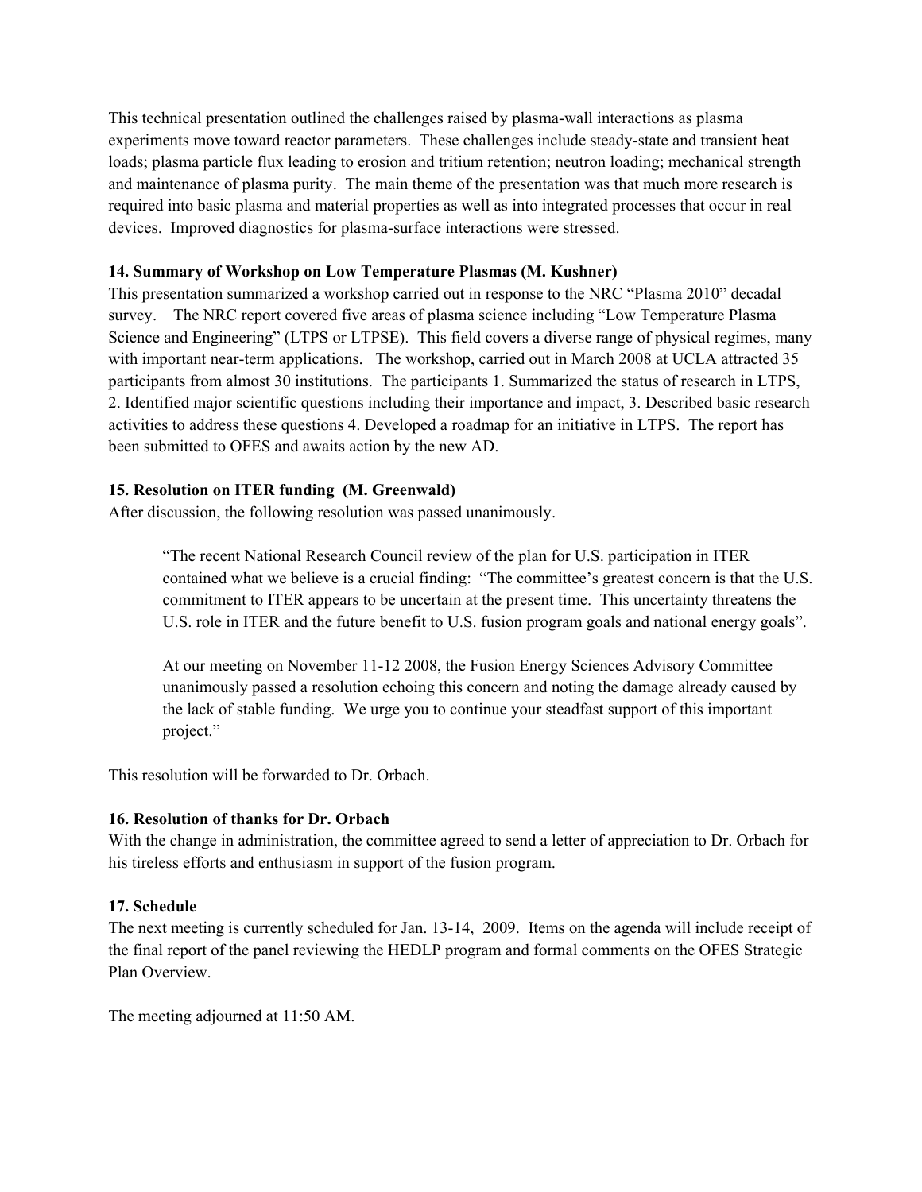This technical presentation outlined the challenges raised by plasma-wall interactions as plasma experiments move toward reactor parameters. These challenges include steady-state and transient heat loads; plasma particle flux leading to erosion and tritium retention; neutron loading; mechanical strength and maintenance of plasma purity. The main theme of the presentation was that much more research is required into basic plasma and material properties as well as into integrated processes that occur in real devices. Improved diagnostics for plasma-surface interactions were stressed.

**14. Summary of Workshop on Low Temperature Plasmas (M. Kushner)**

This presentation summarized a workshop carried out in response to the NRC "Plasma 2010" decadal survey. The NRC report covered five areas of plasma science including "Low Temperature Plasma Science and Engineering" (LTPS or LTPSE). This field covers a diverse range of physical regimes, many with important near-term applications. The workshop, carried out in March 2008 at UCLA attracted 35 participants from almost 30 institutions. The participants 1. Summarized the status of research in LTPS, 2. Identified major scientific questions including their importance and impact, 3. Described basic research activities to address these questions 4. Developed a roadmap for an initiative in LTPS. The report has been submitted to OFES and awaits action by the new AD.

**15. Resolution on ITER funding (M. Greenwald)**

After discussion, the following resolution was passed unanimously.

> "The recent National Research Council review of the plan for U.S. participation in ITER contained what we believe is a crucial finding: "The committee's greatest concern is that the U.S. commitment to ITER appears to be uncertain at the present time. This uncertainty threatens the U.S. role in ITER and the future benefit to U.S. fusion program goals and national energy goals".
>
> At our meeting on November 11-12 2008, the Fusion Energy Sciences Advisory Committee unanimously passed a resolution echoing this concern and noting the damage already caused by the lack of stable funding. We urge you to continue your steadfast support of this important project."

This resolution will be forwarded to Dr. Orbach.

**16. Resolution of thanks for Dr. Orbach**

With the change in administration, the committee agreed to send a letter of appreciation to Dr. Orbach for his tireless efforts and enthusiasm in support of the fusion program.

**17. Schedule**

The next meeting is currently scheduled for Jan. 13-14, 2009. Items on the agenda will include receipt of the final report of the panel reviewing the HEDLP program and formal comments on the OFES Strategic Plan Overview.

The meeting adjourned at 11:50 AM.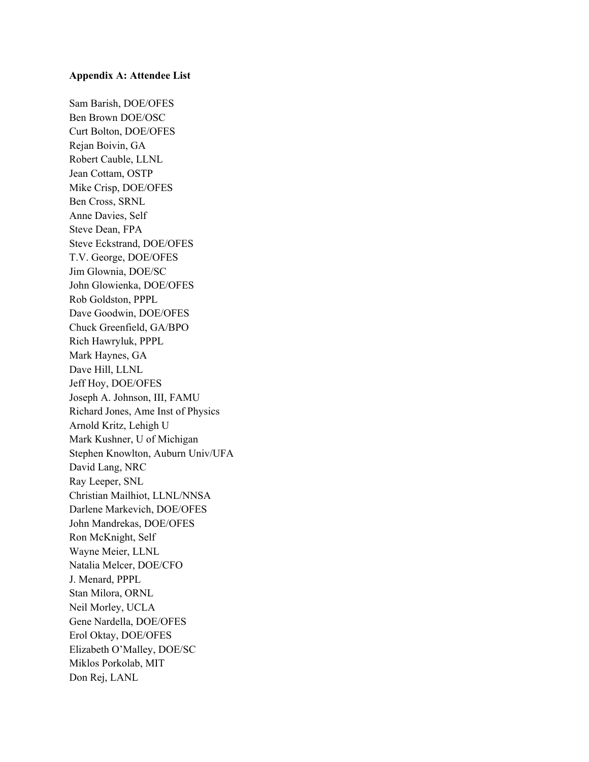**Appendix A: Attendee List**

Sam Barish, DOE/OFES
Ben Brown DOE/OSC
Curt Bolton, DOE/OFES
Rejan Boivin, GA
Robert Cauble, LLNL
Jean Cottam, OSTP
Mike Crisp, DOE/OFES
Ben Cross, SRNL
Anne Davies, Self
Steve Dean, FPA
Steve Eckstrand, DOE/OFES
T.V. George, DOE/OFES
Jim Glownia, DOE/SC
John Glowienka, DOE/OFES
Rob Goldston, PPPL
Dave Goodwin, DOE/OFES
Chuck Greenfield, GA/BPO
Rich Hawryluk, PPPL
Mark Haynes, GA
Dave Hill, LLNL
Jeff Hoy, DOE/OFES
Joseph A. Johnson, III, FAMU
Richard Jones, Ame Inst of Physics
Arnold Kritz, Lehigh U
Mark Kushner, U of Michigan
Stephen Knowlton, Auburn Univ/UFA
David Lang, NRC
Ray Leeper, SNL
Christian Mailhiot, LLNL/NNSA
Darlene Markevich, DOE/OFES
John Mandrekas, DOE/OFES
Ron McKnight, Self
Wayne Meier, LLNL
Natalia Melcer, DOE/CFO
J. Menard, PPPL
Stan Milora, ORNL
Neil Morley, UCLA
Gene Nardella, DOE/OFES
Erol Oktay, DOE/OFES
Elizabeth O'Malley, DOE/SC
Miklos Porkolab, MIT
Don Rej, LANL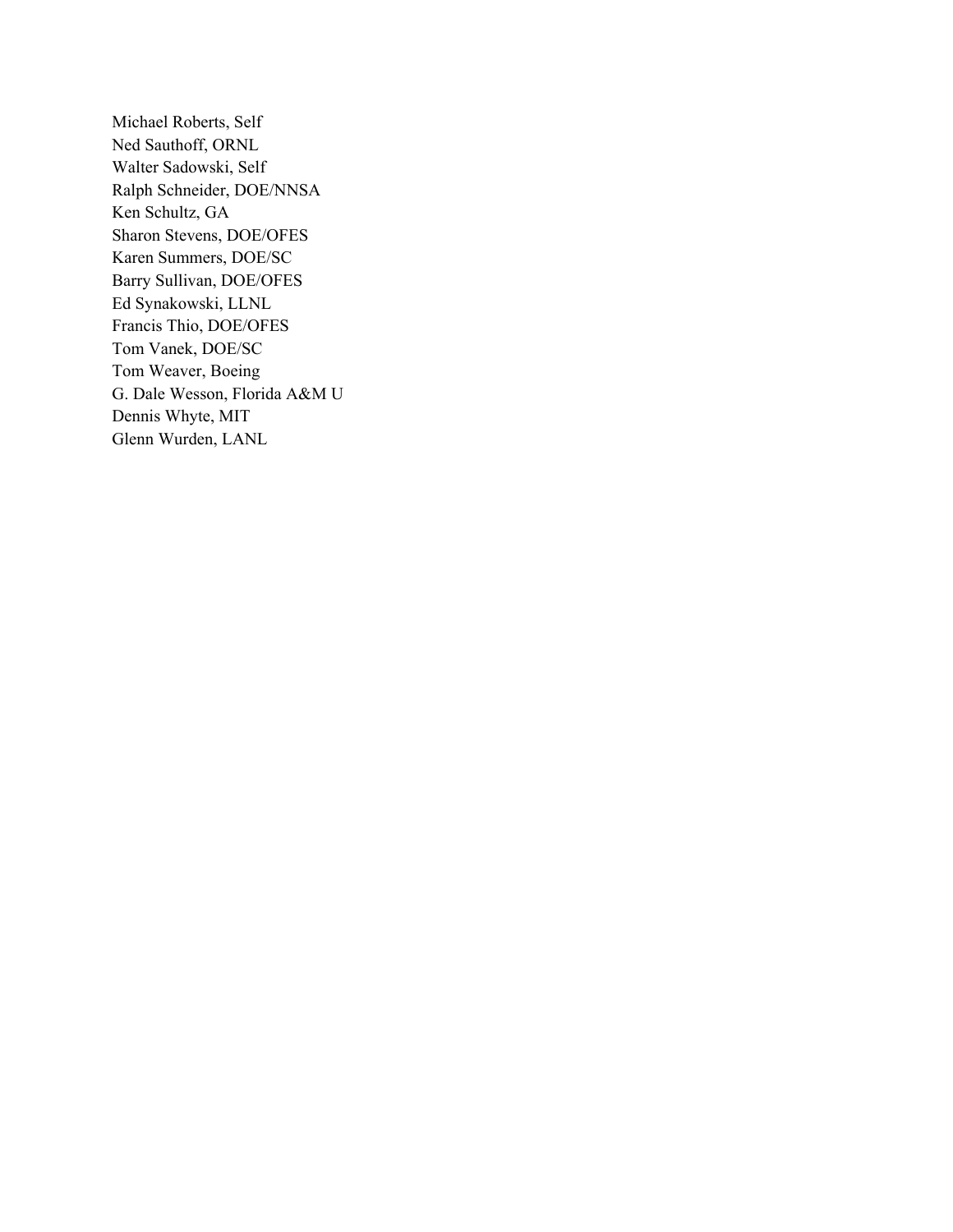Michael Roberts, Self
Ned Sauthoff, ORNL
Walter Sadowski, Self
Ralph Schneider, DOE/NNSA
Ken Schultz, GA
Sharon Stevens, DOE/OFES
Karen Summers, DOE/SC
Barry Sullivan, DOE/OFES
Ed Synakowski, LLNL
Francis Thio, DOE/OFES
Tom Vanek, DOE/SC
Tom Weaver, Boeing
G. Dale Wesson, Florida A&M U
Dennis Whyte, MIT
Glenn Wurden, LANL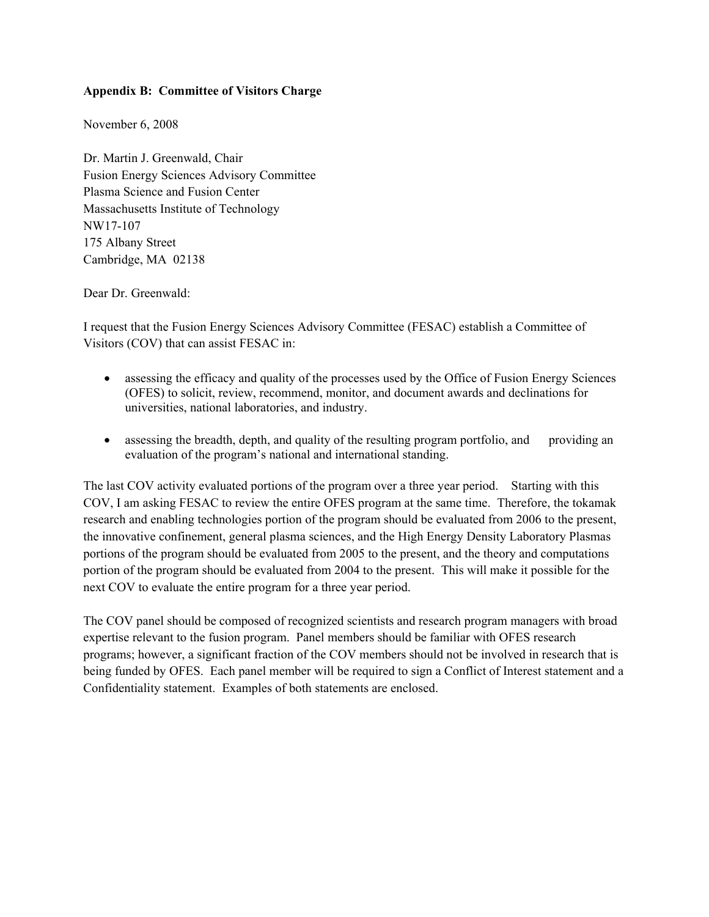**Appendix B: Committee of Visitors Charge**

November 6, 2008

Dr. Martin J. Greenwald, Chair
Fusion Energy Sciences Advisory Committee
Plasma Science and Fusion Center
Massachusetts Institute of Technology
NW17-107
175 Albany Street
Cambridge, MA 02138

Dear Dr. Greenwald:

I request that the Fusion Energy Sciences Advisory Committee (FESAC) establish a Committee of Visitors (COV) that can assist FESAC in:

- assessing the efficacy and quality of the processes used by the Office of Fusion Energy Sciences (OFES) to solicit, review, recommend, monitor, and document awards and declinations for universities, national laboratories, and industry.
- assessing the breadth, depth, and quality of the resulting program portfolio, and providing an evaluation of the program's national and international standing.

The last COV activity evaluated portions of the program over a three year period. Starting with this COV, I am asking FESAC to review the entire OFES program at the same time. Therefore, the tokamak research and enabling technologies portion of the program should be evaluated from 2006 to the present, the innovative confinement, general plasma sciences, and the High Energy Density Laboratory Plasmas portions of the program should be evaluated from 2005 to the present, and the theory and computations portion of the program should be evaluated from 2004 to the present. This will make it possible for the next COV to evaluate the entire program for a three year period.

The COV panel should be composed of recognized scientists and research program managers with broad expertise relevant to the fusion program. Panel members should be familiar with OFES research programs; however, a significant fraction of the COV members should not be involved in research that is being funded by OFES. Each panel member will be required to sign a Conflict of Interest statement and a Confidentiality statement. Examples of both statements are enclosed.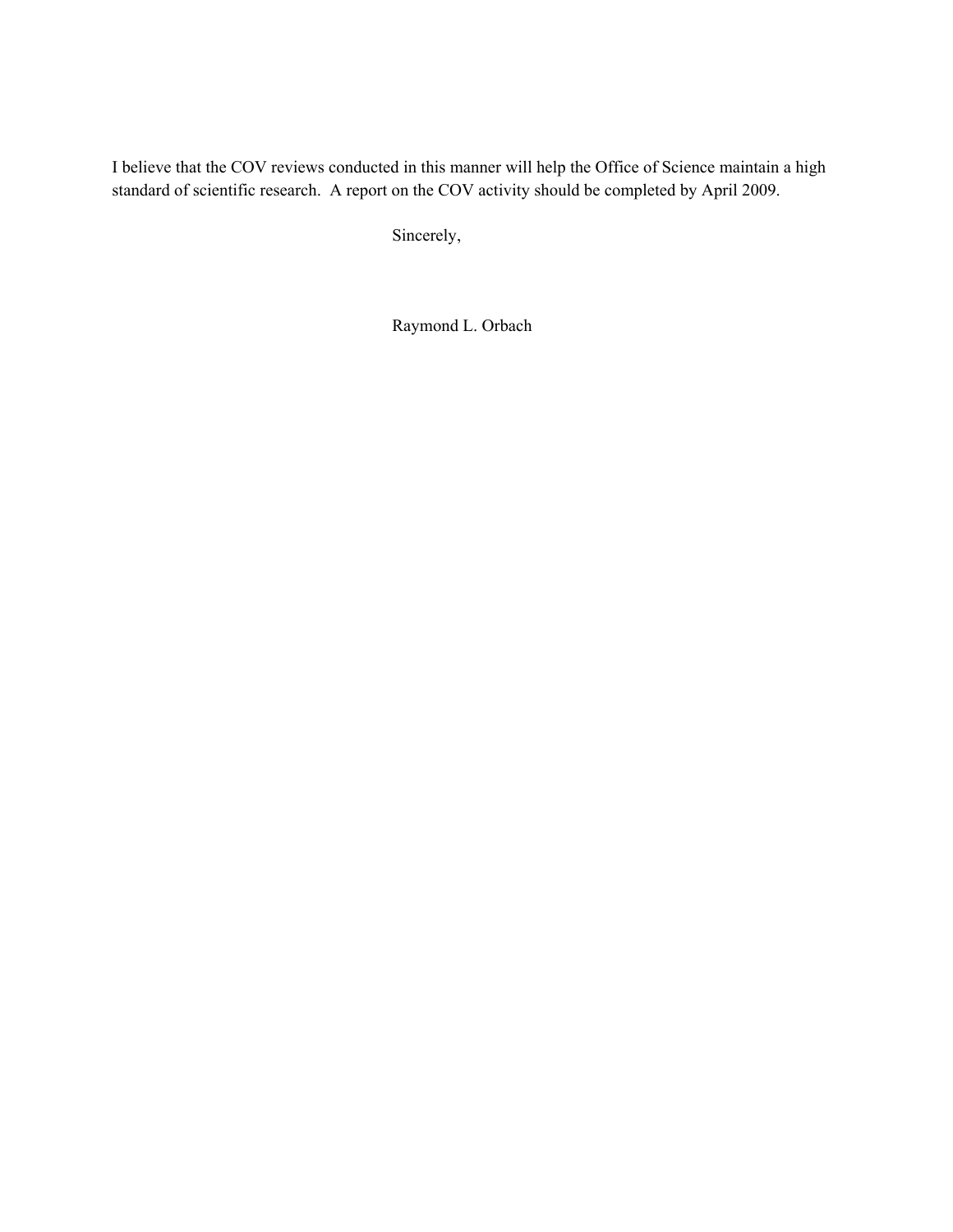I believe that the COV reviews conducted in this manner will help the Office of Science maintain a high standard of scientific research. A report on the COV activity should be completed by April 2009.

Sincerely,

Raymond L. Orbach